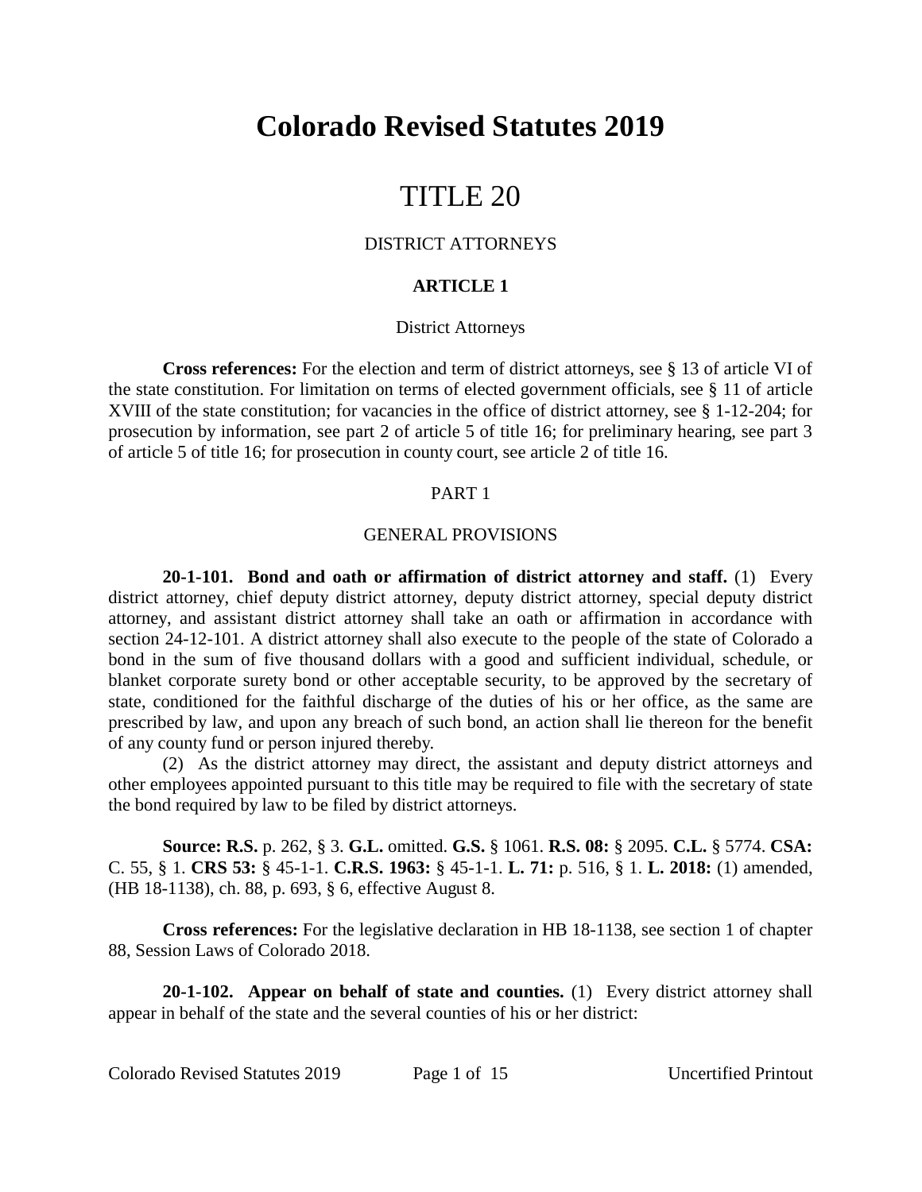# Colorado Revised Statutes 2019

# TITLE 20

## DISTRICT ATTORNEYS

### ARTICLE 1

#### District Attorneys

**Cross references:** For the election and term of district attorneys, see § 13 of article VI of the state constitution. For limitation on terms of elected government officials, see § 11 of article XVIII of the state constitution; for vacancies in the office of district attorney, see § 1-12-204; for prosecution by information, see part 2 of article 5 of title 16; for preliminary hearing, see part 3 of article 5 of title 16; for prosecution in county court, see article 2 of title 16.

#### PART 1

#### GENERAL PROVISIONS

**20-1-101. Bond and oath or affirmation of district attorney and staff.** (1) Every district attorney, chief deputy district attorney, deputy district attorney, special deputy district attorney, and assistant district attorney shall take an oath or affirmation in accordance with section 24-12-101. A district attorney shall also execute to the people of the state of Colorado a bond in the sum of five thousand dollars with a good and sufficient individual, schedule, or blanket corporate surety bond or other acceptable security, to be approved by the secretary of state, conditioned for the faithful discharge of the duties of his or her office, as the same are prescribed by law, and upon any breach of such bond, an action shall lie thereon for the benefit of any county fund or person injured thereby.

(2) As the district attorney may direct, the assistant and deputy district attorneys and other employees appointed pursuant to this title may be required to file with the secretary of state the bond required by law to be filed by district attorneys.

**Source: R.S.** p. 262, § 3. **G.L.** omitted. **G.S.** § 1061. **R.S. 08:** § 2095. **C.L.** § 5774. **CSA:** C. 55, § 1. **CRS 53:** § 45-1-1. **C.R.S. 1963:** § 45-1-1. **L. 71:** p. 516, § 1. **L. 2018:** (1) amended, (HB 18-1138), ch. 88, p. 693, § 6, effective August 8.

**Cross references:** For the legislative declaration in HB 18-1138, see section 1 of chapter 88, Session Laws of Colorado 2018.

**20-1-102. Appear on behalf of state and counties.** (1) Every district attorney shall appear in behalf of the state and the several counties of his or her district: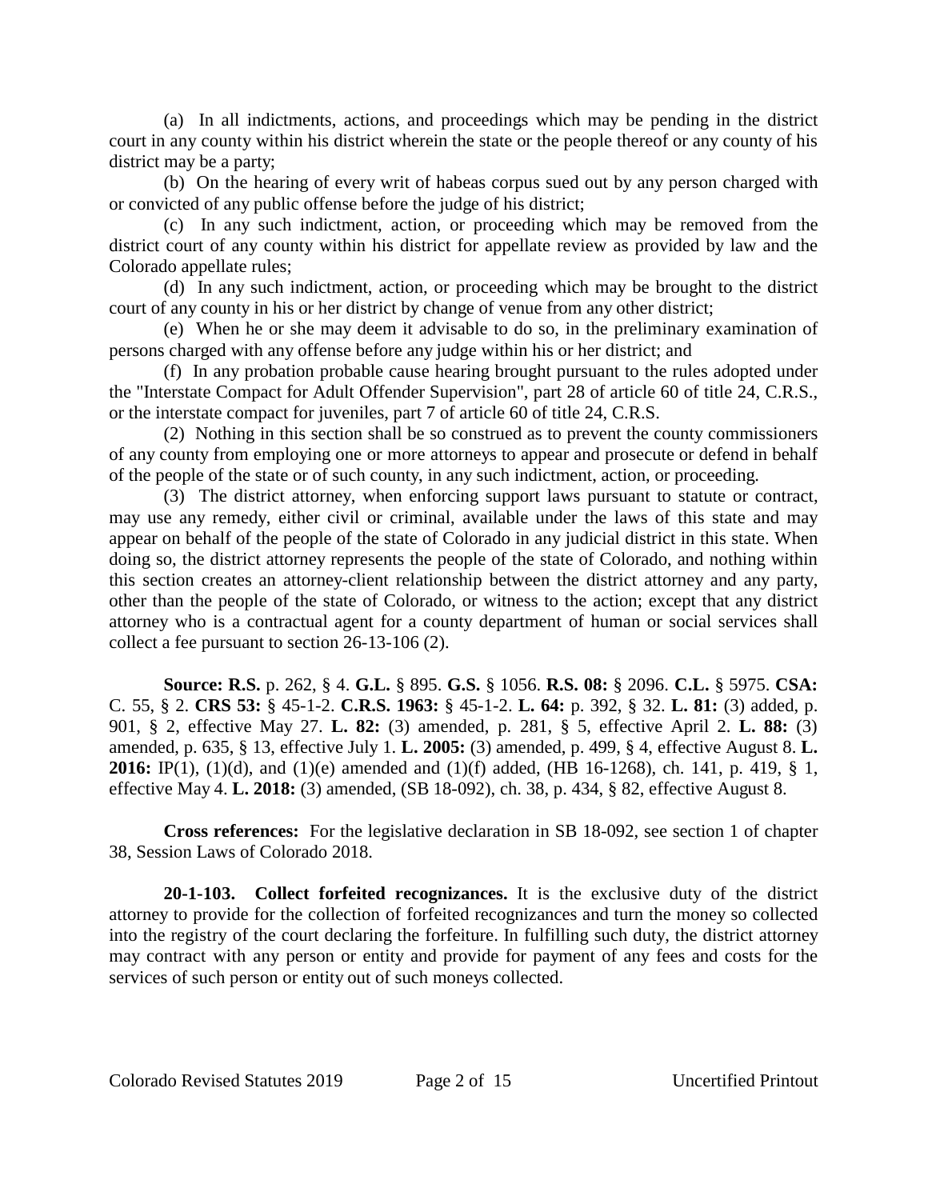(a) In all indictments, actions, and proceedings which may be pending in the district court in any county within his district wherein the state or the people thereof or any county of his district may be a party;

(b) On the hearing of every writ of habeas corpus sued out by any person charged with or convicted of any public offense before the judge of his district;

(c) In any such indictment, action, or proceeding which may be removed from the district court of any county within his district for appellate review as provided by law and the Colorado appellate rules;

(d) In any such indictment, action, or proceeding which may be brought to the district court of any county in his or her district by change of venue from any other district;

(e) When he or she may deem it advisable to do so, in the preliminary examination of persons charged with any offense before any judge within his or her district; and

(f) In any probation probable cause hearing brought pursuant to the rules adopted under the "Interstate Compact for Adult Offender Supervision", part 28 of article 60 of title 24, C.R.S., or the interstate compact for juveniles, part 7 of article 60 of title 24, C.R.S.

(2) Nothing in this section shall be so construed as to prevent the county commissioners of any county from employing one or more attorneys to appear and prosecute or defend in behalf of the people of the state or of such county, in any such indictment, action, or proceeding.

(3) The district attorney, when enforcing support laws pursuant to statute or contract, may use any remedy, either civil or criminal, available under the laws of this state and may appear on behalf of the people of the state of Colorado in any judicial district in this state. When doing so, the district attorney represents the people of the state of Colorado, and nothing within this section creates an attorney-client relationship between the district attorney and any party, other than the people of the state of Colorado, or witness to the action; except that any district attorney who is a contractual agent for a county department of human or social services shall collect a fee pursuant to section 26-13-106 (2).

**Source: R.S.** p. 262, § 4. **G.L.** § 895. **G.S.** § 1056. **R.S. 08:** § 2096. **C.L.** § 5975. **CSA:** C. 55, § 2. **CRS 53:** § 45-1-2. **C.R.S. 1963:** § 45-1-2. **L. 64:** p. 392, § 32. **L. 81:** (3) added, p. 901, § 2, effective May 27. **L. 82:** (3) amended, p. 281, § 5, effective April 2. **L. 88:** (3) amended, p. 635, § 13, effective July 1. **L. 2005:** (3) amended, p. 499, § 4, effective August 8. **L. 2016:** IP(1), (1)(d), and (1)(e) amended and (1)(f) added, (HB 16-1268), ch. 141, p. 419, § 1, effective May 4. **L. 2018:** (3) amended, (SB 18-092), ch. 38, p. 434, § 82, effective August 8.

**Cross references:** For the legislative declaration in SB 18-092, see section 1 of chapter 38, Session Laws of Colorado 2018.

**20-1-103. Collect forfeited recognizances.** It is the exclusive duty of the district attorney to provide for the collection of forfeited recognizances and turn the money so collected into the registry of the court declaring the forfeiture. In fulfilling such duty, the district attorney may contract with any person or entity and provide for payment of any fees and costs for the services of such person or entity out of such moneys collected.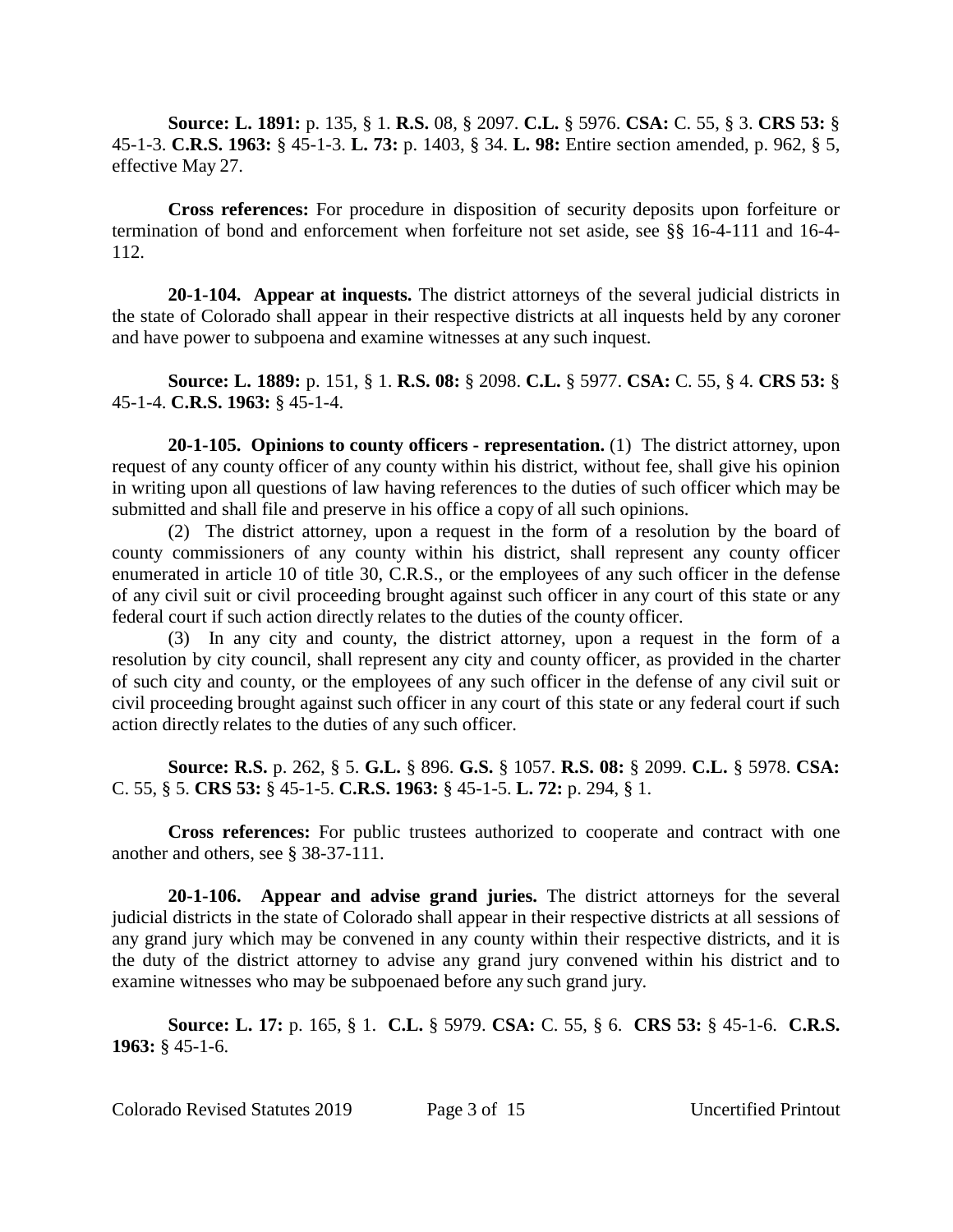**Source: L. 1891:** p. 135, § 1. **R.S.** 08, § 2097. **C.L.** § 5976. **CSA:** C. 55, § 3. **CRS 53:** § 45-1-3. **C.R.S. 1963:** § 45-1-3. **L. 73:** p. 1403, § 34. **L. 98:** Entire section amended, p. 962, § 5, effective May 27.

**Cross references:** For procedure in disposition of security deposits upon forfeiture or termination of bond and enforcement when forfeiture not set aside, see §§ 16-4-111 and 16-4-112.

**20-1-104. Appear at inquests.** The district attorneys of the several judicial districts in the state of Colorado shall appear in their respective districts at all inquests held by any coroner and have power to subpoena and examine witnesses at any such inquest.

**Source: L. 1889:** p. 151, § 1. **R.S. 08:** § 2098. **C.L.** § 5977. **CSA:** C. 55, § 4. **CRS 53:** § 45-1-4. **C.R.S. 1963:** § 45-1-4.

**20-1-105. Opinions to county officers - representation.** (1) The district attorney, upon request of any county officer of any county within his district, without fee, shall give his opinion in writing upon all questions of law having references to the duties of such officer which may be submitted and shall file and preserve in his office a copy of all such opinions.

(2) The district attorney, upon a request in the form of a resolution by the board of county commissioners of any county within his district, shall represent any county officer enumerated in article 10 of title 30, C.R.S., or the employees of any such officer in the defense of any civil suit or civil proceeding brought against such officer in any court of this state or any federal court if such action directly relates to the duties of the county officer.

(3) In any city and county, the district attorney, upon a request in the form of a resolution by city council, shall represent any city and county officer, as provided in the charter of such city and county, or the employees of any such officer in the defense of any civil suit or civil proceeding brought against such officer in any court of this state or any federal court if such action directly relates to the duties of any such officer.

**Source: R.S.** p. 262, § 5. **G.L.** § 896. **G.S.** § 1057. **R.S. 08:** § 2099. **C.L.** § 5978. **CSA:** C. 55, § 5. **CRS 53:** § 45-1-5. **C.R.S. 1963:** § 45-1-5. **L. 72:** p. 294, § 1.

**Cross references:** For public trustees authorized to cooperate and contract with one another and others, see § 38-37-111.

**20-1-106. Appear and advise grand juries.** The district attorneys for the several judicial districts in the state of Colorado shall appear in their respective districts at all sessions of any grand jury which may be convened in any county within their respective districts, and it is the duty of the district attorney to advise any grand jury convened within his district and to examine witnesses who may be subpoenaed before any such grand jury.

**Source: L. 17:** p. 165, § 1. **C.L.** § 5979. **CSA:** C. 55, § 6. **CRS 53:** § 45-1-6. **C.R.S. 1963:** § 45-1-6.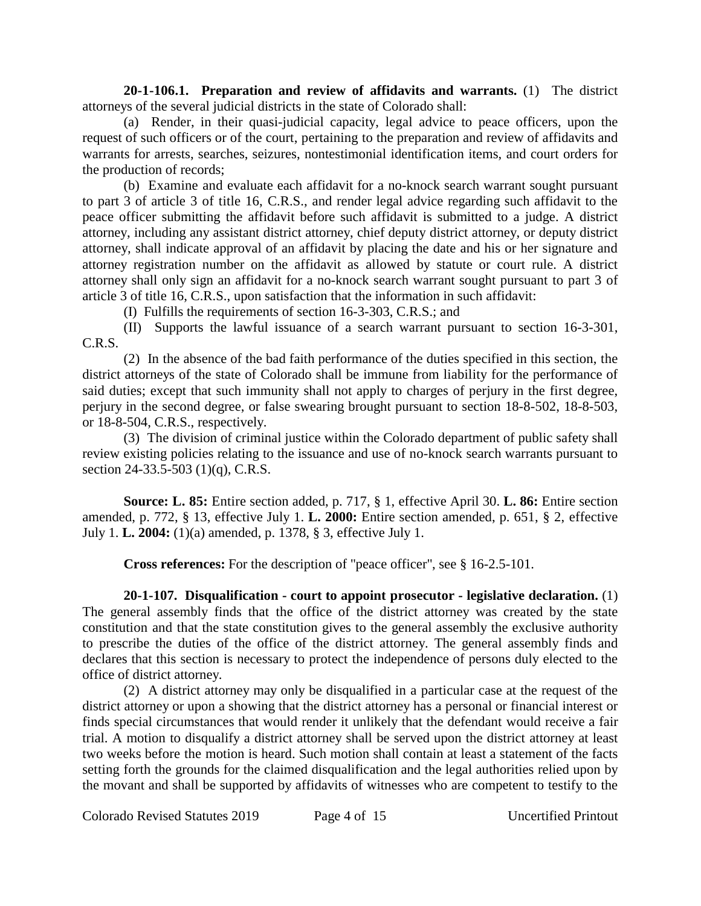**20-1-106.1. Preparation and review of affidavits and warrants.** (1) The district attorneys of the several judicial districts in the state of Colorado shall:

(a) Render, in their quasi-judicial capacity, legal advice to peace officers, upon the request of such officers or of the court, pertaining to the preparation and review of affidavits and warrants for arrests, searches, seizures, nontestimonial identification items, and court orders for the production of records;

(b) Examine and evaluate each affidavit for a no-knock search warrant sought pursuant to part 3 of article 3 of title 16, C.R.S., and render legal advice regarding such affidavit to the peace officer submitting the affidavit before such affidavit is submitted to a judge. A district attorney, including any assistant district attorney, chief deputy district attorney, or deputy district attorney, shall indicate approval of an affidavit by placing the date and his or her signature and attorney registration number on the affidavit as allowed by statute or court rule. A district attorney shall only sign an affidavit for a no-knock search warrant sought pursuant to part 3 of article 3 of title 16, C.R.S., upon satisfaction that the information in such affidavit:

(I) Fulfills the requirements of section 16-3-303, C.R.S.; and

(II) Supports the lawful issuance of a search warrant pursuant to section 16-3-301, C.R.S.

(2) In the absence of the bad faith performance of the duties specified in this section, the district attorneys of the state of Colorado shall be immune from liability for the performance of said duties; except that such immunity shall not apply to charges of perjury in the first degree, perjury in the second degree, or false swearing brought pursuant to section 18-8-502, 18-8-503, or 18-8-504, C.R.S., respectively.

(3) The division of criminal justice within the Colorado department of public safety shall review existing policies relating to the issuance and use of no-knock search warrants pursuant to section 24-33.5-503 (1)(q), C.R.S.

**Source: L. 85:** Entire section added, p. 717, § 1, effective April 30. **L. 86:** Entire section amended, p. 772, § 13, effective July 1. **L. 2000:** Entire section amended, p. 651, § 2, effective July 1. **L. 2004:** (1)(a) amended, p. 1378, § 3, effective July 1.

**Cross references:** For the description of "peace officer", see § 16-2.5-101.

**20-1-107. Disqualification - court to appoint prosecutor - legislative declaration.** (1) The general assembly finds that the office of the district attorney was created by the state constitution and that the state constitution gives to the general assembly the exclusive authority to prescribe the duties of the office of the district attorney. The general assembly finds and declares that this section is necessary to protect the independence of persons duly elected to the office of district attorney.

(2) A district attorney may only be disqualified in a particular case at the request of the district attorney or upon a showing that the district attorney has a personal or financial interest or finds special circumstances that would render it unlikely that the defendant would receive a fair trial. A motion to disqualify a district attorney shall be served upon the district attorney at least two weeks before the motion is heard. Such motion shall contain at least a statement of the facts setting forth the grounds for the claimed disqualification and the legal authorities relied upon by the movant and shall be supported by affidavits of witnesses who are competent to testify to the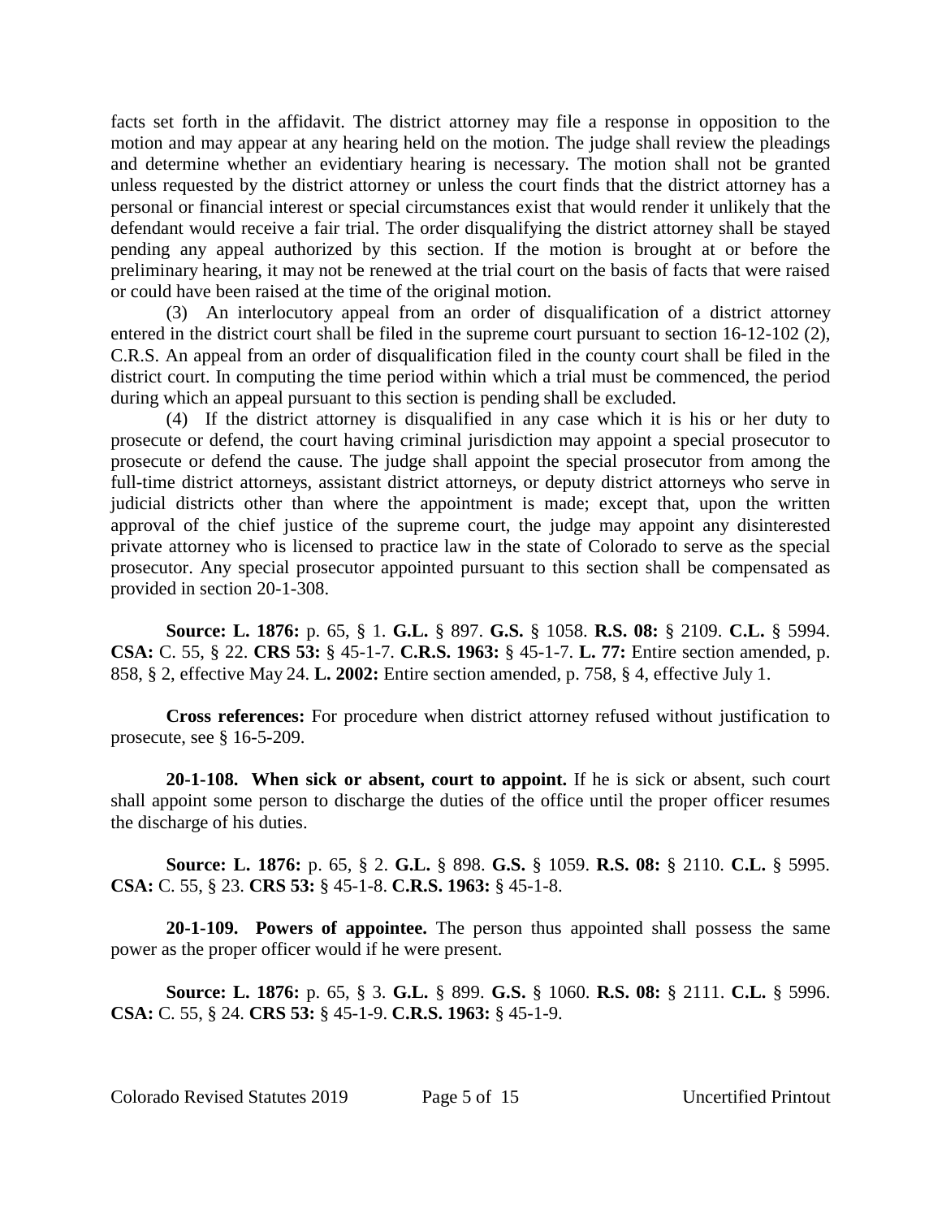facts set forth in the affidavit. The district attorney may file a response in opposition to the motion and may appear at any hearing held on the motion. The judge shall review the pleadings and determine whether an evidentiary hearing is necessary. The motion shall not be granted unless requested by the district attorney or unless the court finds that the district attorney has a personal or financial interest or special circumstances exist that would render it unlikely that the defendant would receive a fair trial. The order disqualifying the district attorney shall be stayed pending any appeal authorized by this section. If the motion is brought at or before the preliminary hearing, it may not be renewed at the trial court on the basis of facts that were raised or could have been raised at the time of the original motion.

(3) An interlocutory appeal from an order of disqualification of a district attorney entered in the district court shall be filed in the supreme court pursuant to section 16-12-102 (2), C.R.S. An appeal from an order of disqualification filed in the county court shall be filed in the district court. In computing the time period within which a trial must be commenced, the period during which an appeal pursuant to this section is pending shall be excluded.

(4) If the district attorney is disqualified in any case which it is his or her duty to prosecute or defend, the court having criminal jurisdiction may appoint a special prosecutor to prosecute or defend the cause. The judge shall appoint the special prosecutor from among the full-time district attorneys, assistant district attorneys, or deputy district attorneys who serve in judicial districts other than where the appointment is made; except that, upon the written approval of the chief justice of the supreme court, the judge may appoint any disinterested private attorney who is licensed to practice law in the state of Colorado to serve as the special prosecutor. Any special prosecutor appointed pursuant to this section shall be compensated as provided in section 20-1-308.

**Source: L. 1876:** p. 65, § 1. **G.L.** § 897. **G.S.** § 1058. **R.S. 08:** § 2109. **C.L.** § 5994. **CSA:** C. 55, § 22. **CRS 53:** § 45-1-7. **C.R.S. 1963:** § 45-1-7. **L. 77:** Entire section amended, p. 858, § 2, effective May 24. **L. 2002:** Entire section amended, p. 758, § 4, effective July 1.

**Cross references:** For procedure when district attorney refused without justification to prosecute, see § 16-5-209.

**20-1-108. When sick or absent, court to appoint.** If he is sick or absent, such court shall appoint some person to discharge the duties of the office until the proper officer resumes the discharge of his duties.

**Source: L. 1876:** p. 65, § 2. **G.L.** § 898. **G.S.** § 1059. **R.S. 08:** § 2110. **C.L.** § 5995. **CSA:** C. 55, § 23. **CRS 53:** § 45-1-8. **C.R.S. 1963:** § 45-1-8.

**20-1-109. Powers of appointee.** The person thus appointed shall possess the same power as the proper officer would if he were present.

**Source: L. 1876:** p. 65, § 3. **G.L.** § 899. **G.S.** § 1060. **R.S. 08:** § 2111. **C.L.** § 5996. **CSA:** C. 55, § 24. **CRS 53:** § 45-1-9. **C.R.S. 1963:** § 45-1-9.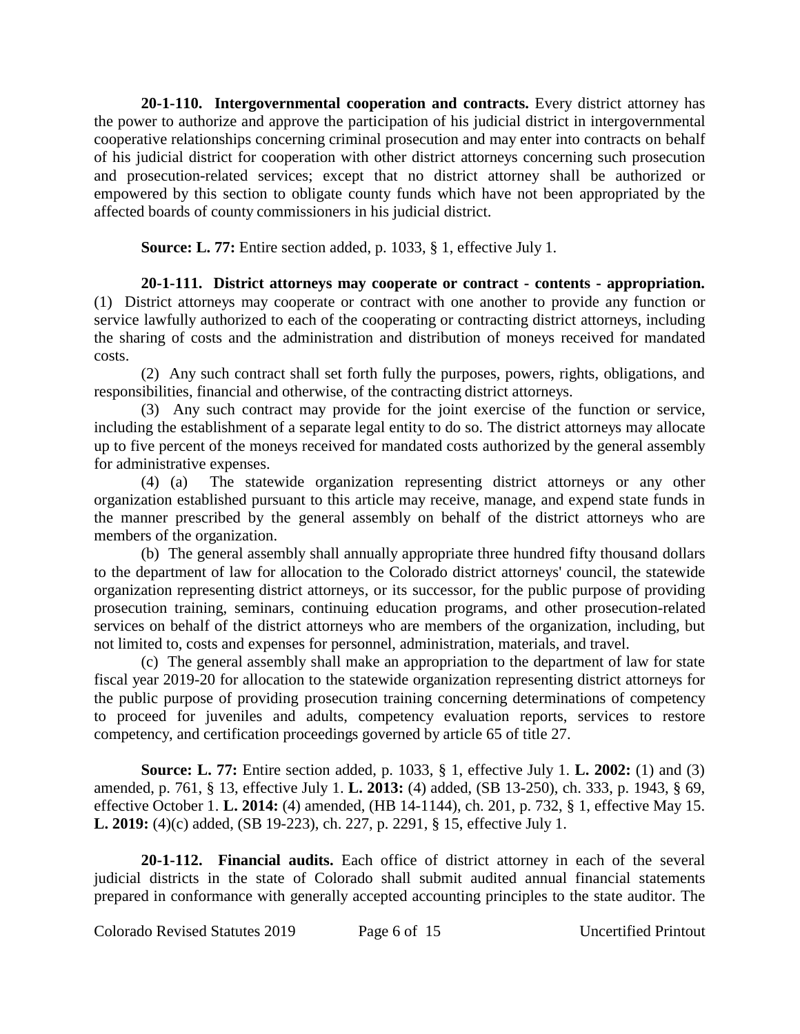**20-1-110. Intergovernmental cooperation and contracts.** Every district attorney has the power to authorize and approve the participation of his judicial district in intergovernmental cooperative relationships concerning criminal prosecution and may enter into contracts on behalf of his judicial district for cooperation with other district attorneys concerning such prosecution and prosecution-related services; except that no district attorney shall be authorized or empowered by this section to obligate county funds which have not been appropriated by the affected boards of county commissioners in his judicial district.

**Source: L. 77:** Entire section added, p. 1033, § 1, effective July 1.

**20-1-111. District attorneys may cooperate or contract - contents - appropriation.** (1) District attorneys may cooperate or contract with one another to provide any function or service lawfully authorized to each of the cooperating or contracting district attorneys, including the sharing of costs and the administration and distribution of moneys received for mandated costs.

(2) Any such contract shall set forth fully the purposes, powers, rights, obligations, and responsibilities, financial and otherwise, of the contracting district attorneys.

(3) Any such contract may provide for the joint exercise of the function or service, including the establishment of a separate legal entity to do so. The district attorneys may allocate up to five percent of the moneys received for mandated costs authorized by the general assembly for administrative expenses.

(4) (a) The statewide organization representing district attorneys or any other organization established pursuant to this article may receive, manage, and expend state funds in the manner prescribed by the general assembly on behalf of the district attorneys who are members of the organization.

(b) The general assembly shall annually appropriate three hundred fifty thousand dollars to the department of law for allocation to the Colorado district attorneys' council, the statewide organization representing district attorneys, or its successor, for the public purpose of providing prosecution training, seminars, continuing education programs, and other prosecution-related services on behalf of the district attorneys who are members of the organization, including, but not limited to, costs and expenses for personnel, administration, materials, and travel.

(c) The general assembly shall make an appropriation to the department of law for state fiscal year 2019-20 for allocation to the statewide organization representing district attorneys for the public purpose of providing prosecution training concerning determinations of competency to proceed for juveniles and adults, competency evaluation reports, services to restore competency, and certification proceedings governed by article 65 of title 27.

**Source: L. 77:** Entire section added, p. 1033, § 1, effective July 1. **L. 2002:** (1) and (3) amended, p. 761, § 13, effective July 1. **L. 2013:** (4) added, (SB 13-250), ch. 333, p. 1943, § 69, effective October 1. **L. 2014:** (4) amended, (HB 14-1144), ch. 201, p. 732, § 1, effective May 15. **L. 2019:** (4)(c) added, (SB 19-223), ch. 227, p. 2291, § 15, effective July 1.

**20-1-112. Financial audits.** Each office of district attorney in each of the several judicial districts in the state of Colorado shall submit audited annual financial statements prepared in conformance with generally accepted accounting principles to the state auditor. The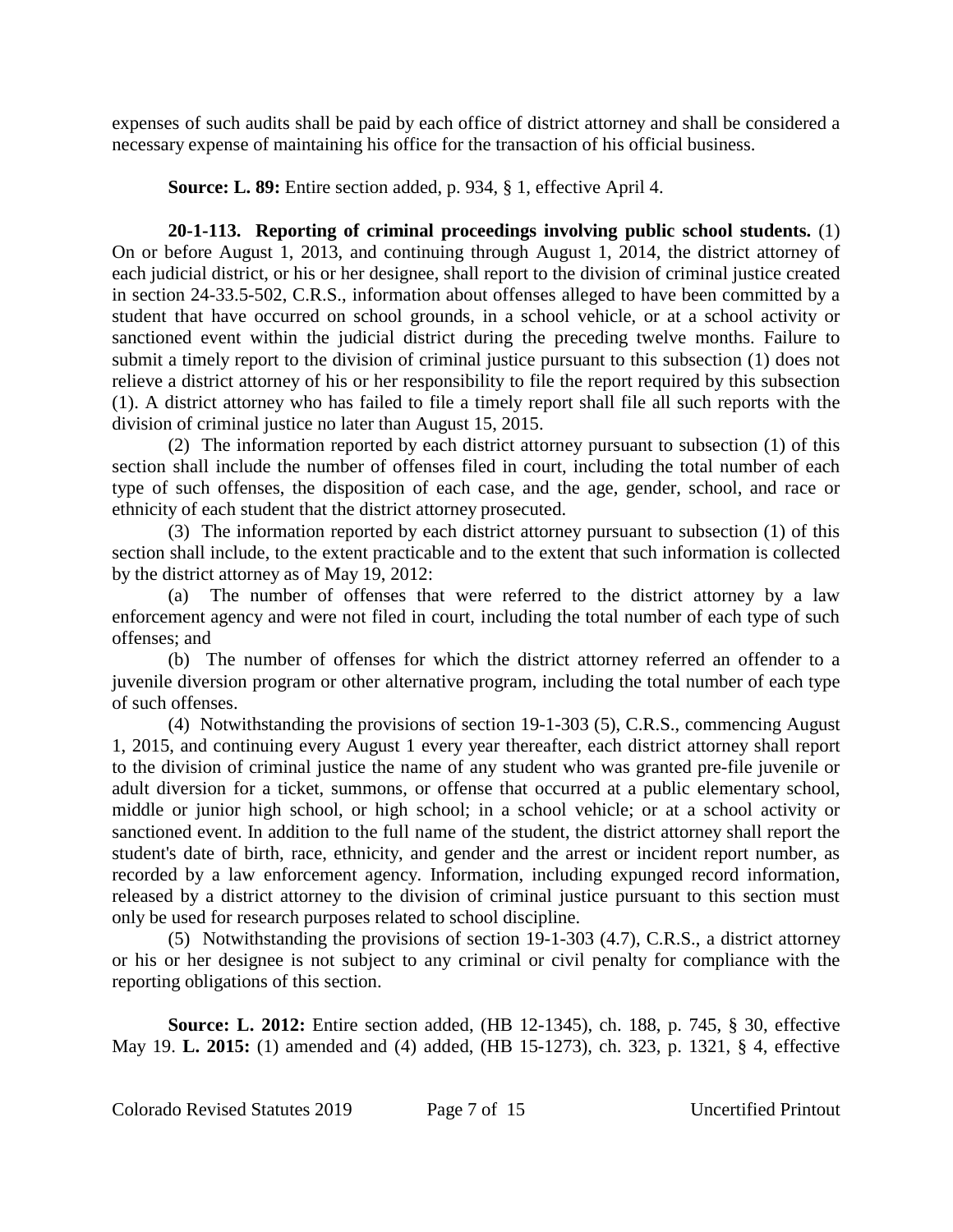expenses of such audits shall be paid by each office of district attorney and shall be considered a necessary expense of maintaining his office for the transaction of his official business.

**Source: L. 89:** Entire section added, p. 934, § 1, effective April 4.

**20-1-113. Reporting of criminal proceedings involving public school students.** (1) On or before August 1, 2013, and continuing through August 1, 2014, the district attorney of each judicial district, or his or her designee, shall report to the division of criminal justice created in section 24-33.5-502, C.R.S., information about offenses alleged to have been committed by a student that have occurred on school grounds, in a school vehicle, or at a school activity or sanctioned event within the judicial district during the preceding twelve months. Failure to submit a timely report to the division of criminal justice pursuant to this subsection (1) does not relieve a district attorney of his or her responsibility to file the report required by this subsection (1). A district attorney who has failed to file a timely report shall file all such reports with the division of criminal justice no later than August 15, 2015.

(2) The information reported by each district attorney pursuant to subsection (1) of this section shall include the number of offenses filed in court, including the total number of each type of such offenses, the disposition of each case, and the age, gender, school, and race or ethnicity of each student that the district attorney prosecuted.

(3) The information reported by each district attorney pursuant to subsection (1) of this section shall include, to the extent practicable and to the extent that such information is collected by the district attorney as of May 19, 2012:

(a) The number of offenses that were referred to the district attorney by a law enforcement agency and were not filed in court, including the total number of each type of such offenses; and

(b) The number of offenses for which the district attorney referred an offender to a juvenile diversion program or other alternative program, including the total number of each type of such offenses.

(4) Notwithstanding the provisions of section 19-1-303 (5), C.R.S., commencing August 1, 2015, and continuing every August 1 every year thereafter, each district attorney shall report to the division of criminal justice the name of any student who was granted pre-file juvenile or adult diversion for a ticket, summons, or offense that occurred at a public elementary school, middle or junior high school, or high school; in a school vehicle; or at a school activity or sanctioned event. In addition to the full name of the student, the district attorney shall report the student's date of birth, race, ethnicity, and gender and the arrest or incident report number, as recorded by a law enforcement agency. Information, including expunged record information, released by a district attorney to the division of criminal justice pursuant to this section must only be used for research purposes related to school discipline.

(5) Notwithstanding the provisions of section 19-1-303 (4.7), C.R.S., a district attorney or his or her designee is not subject to any criminal or civil penalty for compliance with the reporting obligations of this section.

**Source: L. 2012:** Entire section added, (HB 12-1345), ch. 188, p. 745, § 30, effective May 19. **L. 2015:** (1) amended and (4) added, (HB 15-1273), ch. 323, p. 1321, § 4, effective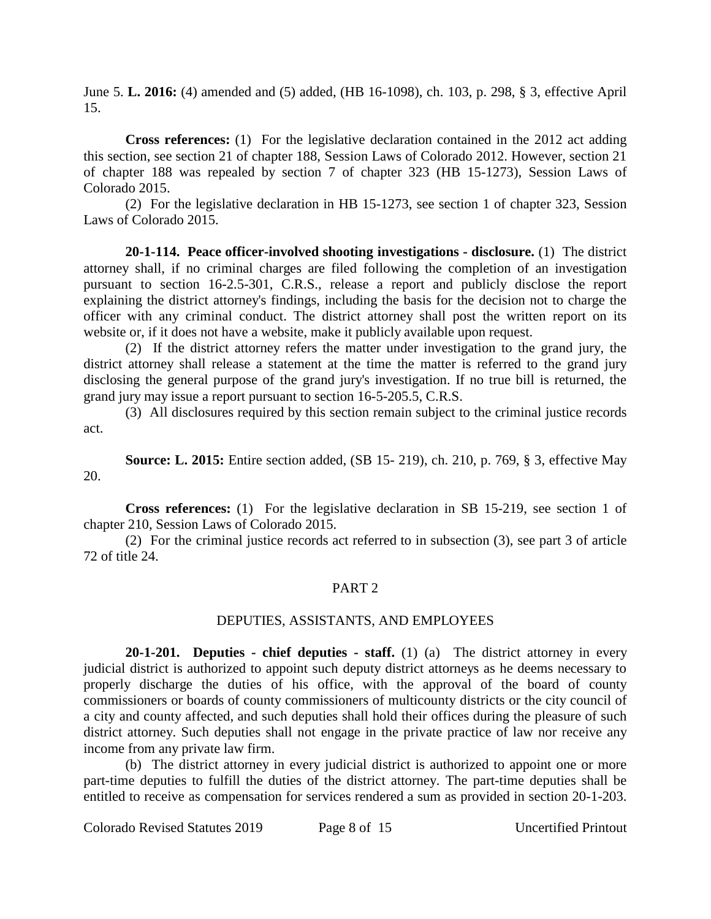June 5. **L. 2016:** (4) amended and (5) added, (HB 16-1098), ch. 103, p. 298, § 3, effective April 15.

**Cross references:** (1) For the legislative declaration contained in the 2012 act adding this section, see section 21 of chapter 188, Session Laws of Colorado 2012. However, section 21 of chapter 188 was repealed by section 7 of chapter 323 (HB 15-1273), Session Laws of Colorado 2015.

(2) For the legislative declaration in HB 15-1273, see section 1 of chapter 323, Session Laws of Colorado 2015.

**20-1-114. Peace officer-involved shooting investigations - disclosure.** (1) The district attorney shall, if no criminal charges are filed following the completion of an investigation pursuant to section 16-2.5-301, C.R.S., release a report and publicly disclose the report explaining the district attorney's findings, including the basis for the decision not to charge the officer with any criminal conduct. The district attorney shall post the written report on its website or, if it does not have a website, make it publicly available upon request.

(2) If the district attorney refers the matter under investigation to the grand jury, the district attorney shall release a statement at the time the matter is referred to the grand jury disclosing the general purpose of the grand jury's investigation. If no true bill is returned, the grand jury may issue a report pursuant to section 16-5-205.5, C.R.S.

(3) All disclosures required by this section remain subject to the criminal justice records act.

**Source: L. 2015:** Entire section added, (SB 15- 219), ch. 210, p. 769, § 3, effective May 20.

**Cross references:** (1) For the legislative declaration in SB 15-219, see section 1 of chapter 210, Session Laws of Colorado 2015.

(2) For the criminal justice records act referred to in subsection (3), see part 3 of article 72 of title 24.

## PART 2

## DEPUTIES, ASSISTANTS, AND EMPLOYEES

**20-1-201. Deputies - chief deputies - staff.** (1) (a) The district attorney in every judicial district is authorized to appoint such deputy district attorneys as he deems necessary to properly discharge the duties of his office, with the approval of the board of county commissioners or boards of county commissioners of multicounty districts or the city council of a city and county affected, and such deputies shall hold their offices during the pleasure of such district attorney. Such deputies shall not engage in the private practice of law nor receive any income from any private law firm.

(b) The district attorney in every judicial district is authorized to appoint one or more part-time deputies to fulfill the duties of the district attorney. The part-time deputies shall be entitled to receive as compensation for services rendered a sum as provided in section 20-1-203.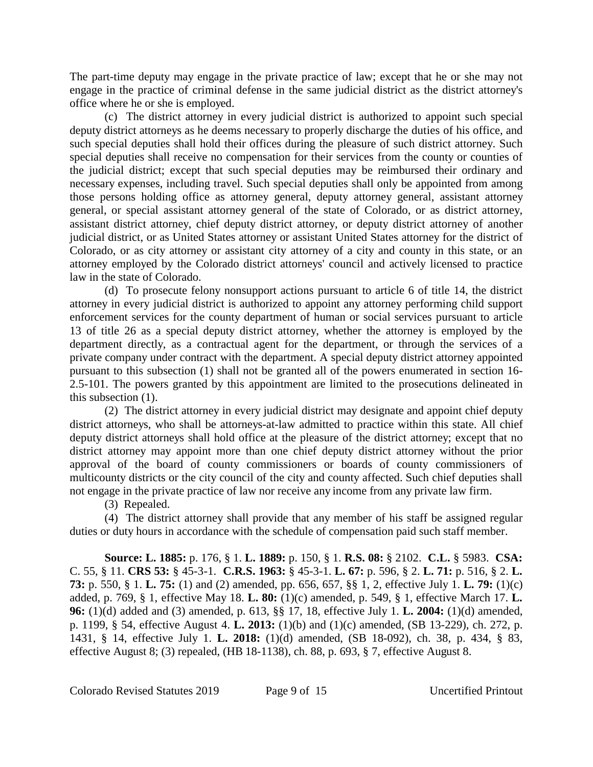The part-time deputy may engage in the private practice of law; except that he or she may not engage in the practice of criminal defense in the same judicial district as the district attorney's office where he or she is employed.

(c) The district attorney in every judicial district is authorized to appoint such special deputy district attorneys as he deems necessary to properly discharge the duties of his office, and such special deputies shall hold their offices during the pleasure of such district attorney. Such special deputies shall receive no compensation for their services from the county or counties of the judicial district; except that such special deputies may be reimbursed their ordinary and necessary expenses, including travel. Such special deputies shall only be appointed from among those persons holding office as attorney general, deputy attorney general, assistant attorney general, or special assistant attorney general of the state of Colorado, or as district attorney, assistant district attorney, chief deputy district attorney, or deputy district attorney of another judicial district, or as United States attorney or assistant United States attorney for the district of Colorado, or as city attorney or assistant city attorney of a city and county in this state, or an attorney employed by the Colorado district attorneys' council and actively licensed to practice law in the state of Colorado.

(d) To prosecute felony nonsupport actions pursuant to article 6 of title 14, the district attorney in every judicial district is authorized to appoint any attorney performing child support enforcement services for the county department of human or social services pursuant to article 13 of title 26 as a special deputy district attorney, whether the attorney is employed by the department directly, as a contractual agent for the department, or through the services of a private company under contract with the department. A special deputy district attorney appointed pursuant to this subsection (1) shall not be granted all of the powers enumerated in section 16-2.5-101. The powers granted by this appointment are limited to the prosecutions delineated in this subsection (1).

(2) The district attorney in every judicial district may designate and appoint chief deputy district attorneys, who shall be attorneys-at-law admitted to practice within this state. All chief deputy district attorneys shall hold office at the pleasure of the district attorney; except that no district attorney may appoint more than one chief deputy district attorney without the prior approval of the board of county commissioners or boards of county commissioners of multicounty districts or the city council of the city and county affected. Such chief deputies shall not engage in the private practice of law nor receive any income from any private law firm.

(3) Repealed.

(4) The district attorney shall provide that any member of his staff be assigned regular duties or duty hours in accordance with the schedule of compensation paid such staff member.

**Source: L. 1885:** p. 176, § 1. **L. 1889:** p. 150, § 1. **R.S. 08:** § 2102. **C.L.** § 5983. **CSA:** C. 55, § 11. **CRS 53:** § 45-3-1. **C.R.S. 1963:** § 45-3-1. **L. 67:** p. 596, § 2. **L. 71:** p. 516, § 2. **L. 73:** p. 550, § 1. **L. 75:** (1) and (2) amended, pp. 656, 657, §§ 1, 2, effective July 1. **L. 79:** (1)(c) added, p. 769, § 1, effective May 18. **L. 80:** (1)(c) amended, p. 549, § 1, effective March 17. **L. 96:** (1)(d) added and (3) amended, p. 613, §§ 17, 18, effective July 1. **L. 2004:** (1)(d) amended, p. 1199, § 54, effective August 4. **L. 2013:** (1)(b) and (1)(c) amended, (SB 13-229), ch. 272, p. 1431, § 14, effective July 1. **L. 2018:** (1)(d) amended, (SB 18-092), ch. 38, p. 434, § 83, effective August 8; (3) repealed, (HB 18-1138), ch. 88, p. 693, § 7, effective August 8.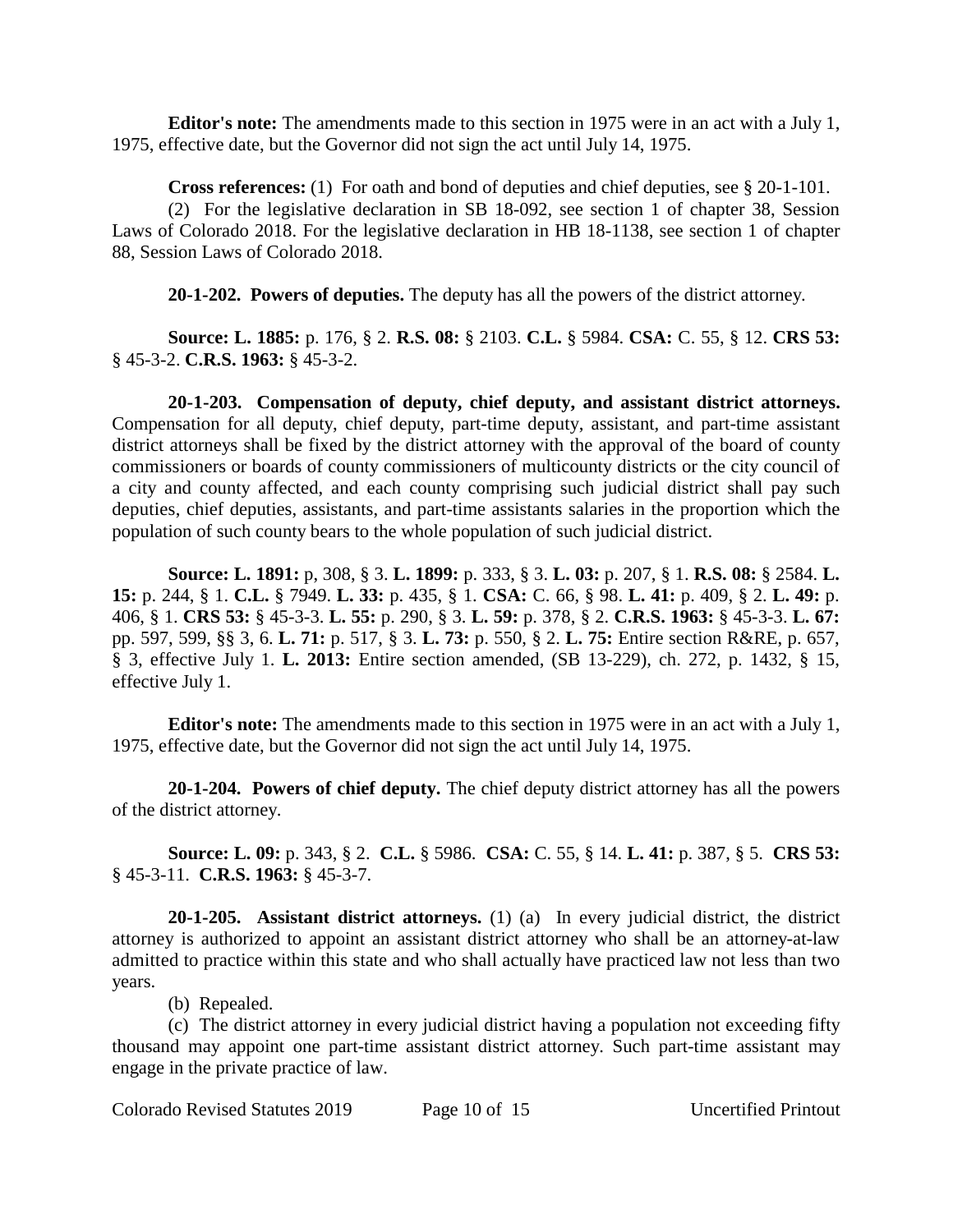**Editor's note:** The amendments made to this section in 1975 were in an act with a July 1, 1975, effective date, but the Governor did not sign the act until July 14, 1975.

**Cross references:** (1) For oath and bond of deputies and chief deputies, see § 20-1-101.

(2) For the legislative declaration in SB 18-092, see section 1 of chapter 38, Session Laws of Colorado 2018. For the legislative declaration in HB 18-1138, see section 1 of chapter 88, Session Laws of Colorado 2018.

**20-1-202. Powers of deputies.** The deputy has all the powers of the district attorney.

**Source: L. 1885:** p. 176, § 2. **R.S. 08:** § 2103. **C.L.** § 5984. **CSA:** C. 55, § 12. **CRS 53:** § 45-3-2. **C.R.S. 1963:** § 45-3-2.

**20-1-203. Compensation of deputy, chief deputy, and assistant district attorneys.** Compensation for all deputy, chief deputy, part-time deputy, assistant, and part-time assistant district attorneys shall be fixed by the district attorney with the approval of the board of county commissioners or boards of county commissioners of multicounty districts or the city council of a city and county affected, and each county comprising such judicial district shall pay such deputies, chief deputies, assistants, and part-time assistants salaries in the proportion which the population of such county bears to the whole population of such judicial district.

**Source: L. 1891:** p, 308, § 3. **L. 1899:** p. 333, § 3. **L. 03:** p. 207, § 1. **R.S. 08:** § 2584. **L. 15:** p. 244, § 1. **C.L.** § 7949. **L. 33:** p. 435, § 1. **CSA:** C. 66, § 98. **L. 41:** p. 409, § 2. **L. 49:** p. 406, § 1. **CRS 53:** § 45-3-3. **L. 55:** p. 290, § 3. **L. 59:** p. 378, § 2. **C.R.S. 1963:** § 45-3-3. **L. 67:** pp. 597, 599, §§ 3, 6. **L. 71:** p. 517, § 3. **L. 73:** p. 550, § 2. **L. 75:** Entire section R&RE, p. 657, § 3, effective July 1. **L. 2013:** Entire section amended, (SB 13-229), ch. 272, p. 1432, § 15, effective July 1.

**Editor's note:** The amendments made to this section in 1975 were in an act with a July 1, 1975, effective date, but the Governor did not sign the act until July 14, 1975.

**20-1-204. Powers of chief deputy.** The chief deputy district attorney has all the powers of the district attorney.

**Source: L. 09:** p. 343, § 2. **C.L.** § 5986. **CSA:** C. 55, § 14. **L. 41:** p. 387, § 5. **CRS 53:** § 45-3-11. **C.R.S. 1963:** § 45-3-7.

**20-1-205. Assistant district attorneys.** (1) (a) In every judicial district, the district attorney is authorized to appoint an assistant district attorney who shall be an attorney-at-law admitted to practice within this state and who shall actually have practiced law not less than two years.

(b) Repealed.

(c) The district attorney in every judicial district having a population not exceeding fifty thousand may appoint one part-time assistant district attorney. Such part-time assistant may engage in the private practice of law.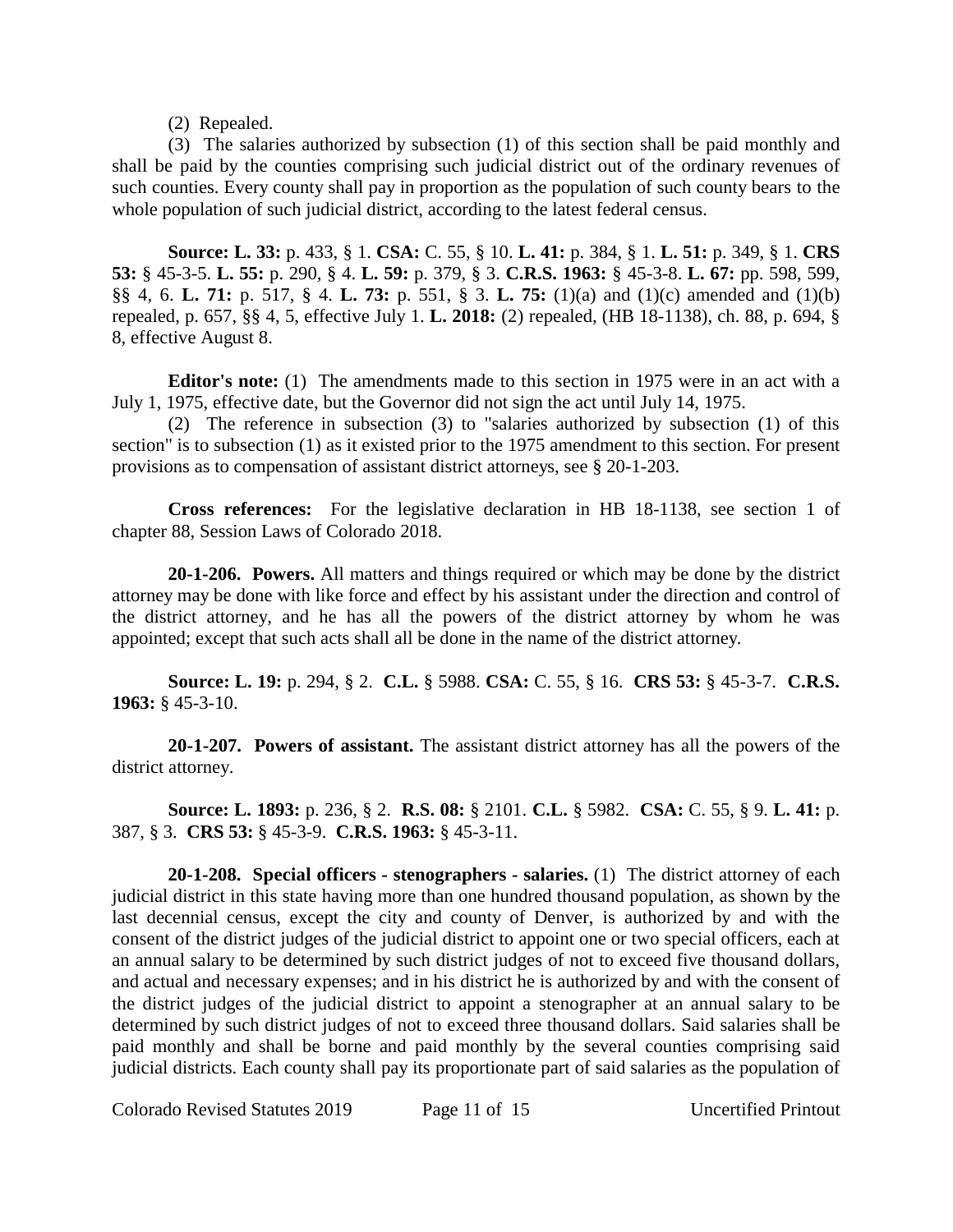(2) Repealed.

(3) The salaries authorized by subsection (1) of this section shall be paid monthly and shall be paid by the counties comprising such judicial district out of the ordinary revenues of such counties. Every county shall pay in proportion as the population of such county bears to the whole population of such judicial district, according to the latest federal census.

**Source: L. 33:** p. 433, § 1. **CSA:** C. 55, § 10. **L. 41:** p. 384, § 1. **L. 51:** p. 349, § 1. **CRS 53:** § 45-3-5. **L. 55:** p. 290, § 4. **L. 59:** p. 379, § 3. **C.R.S. 1963:** § 45-3-8. **L. 67:** pp. 598, 599, §§ 4, 6. **L. 71:** p. 517, § 4. **L. 73:** p. 551, § 3. **L. 75:** (1)(a) and (1)(c) amended and (1)(b) repealed, p. 657, §§ 4, 5, effective July 1. **L. 2018:** (2) repealed, (HB 18-1138), ch. 88, p. 694, § 8, effective August 8.

**Editor's note:** (1) The amendments made to this section in 1975 were in an act with a July 1, 1975, effective date, but the Governor did not sign the act until July 14, 1975.

(2) The reference in subsection (3) to "salaries authorized by subsection (1) of this section" is to subsection (1) as it existed prior to the 1975 amendment to this section. For present provisions as to compensation of assistant district attorneys, see § 20-1-203.

**Cross references:** For the legislative declaration in HB 18-1138, see section 1 of chapter 88, Session Laws of Colorado 2018.

**20-1-206. Powers.** All matters and things required or which may be done by the district attorney may be done with like force and effect by his assistant under the direction and control of the district attorney, and he has all the powers of the district attorney by whom he was appointed; except that such acts shall all be done in the name of the district attorney.

**Source: L. 19:** p. 294, § 2. **C.L.** § 5988. **CSA:** C. 55, § 16. **CRS 53:** § 45-3-7. **C.R.S. 1963:** § 45-3-10.

**20-1-207. Powers of assistant.** The assistant district attorney has all the powers of the district attorney.

**Source: L. 1893:** p. 236, § 2. **R.S. 08:** § 2101. **C.L.** § 5982. **CSA:** C. 55, § 9. **L. 41:** p. 387, § 3. **CRS 53:** § 45-3-9. **C.R.S. 1963:** § 45-3-11.

**20-1-208. Special officers - stenographers - salaries.** (1) The district attorney of each judicial district in this state having more than one hundred thousand population, as shown by the last decennial census, except the city and county of Denver, is authorized by and with the consent of the district judges of the judicial district to appoint one or two special officers, each at an annual salary to be determined by such district judges of not to exceed five thousand dollars, and actual and necessary expenses; and in his district he is authorized by and with the consent of the district judges of the judicial district to appoint a stenographer at an annual salary to be determined by such district judges of not to exceed three thousand dollars. Said salaries shall be paid monthly and shall be borne and paid monthly by the several counties comprising said judicial districts. Each county shall pay its proportionate part of said salaries as the population of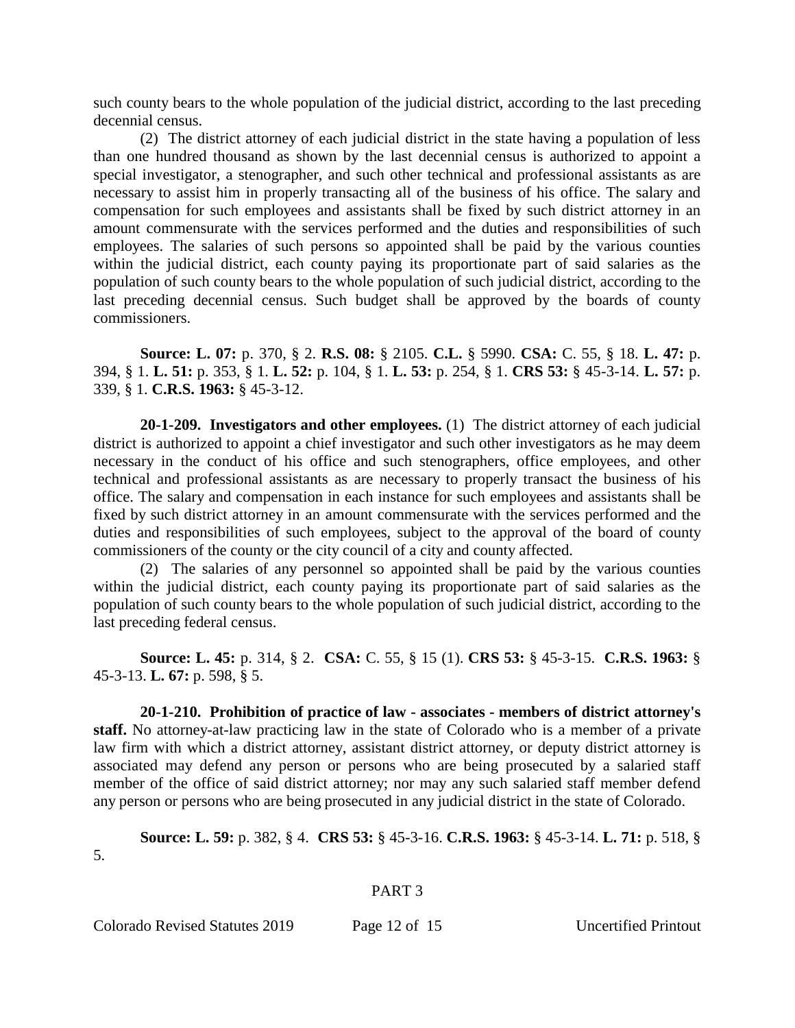such county bears to the whole population of the judicial district, according to the last preceding decennial census.

(2) The district attorney of each judicial district in the state having a population of less than one hundred thousand as shown by the last decennial census is authorized to appoint a special investigator, a stenographer, and such other technical and professional assistants as are necessary to assist him in properly transacting all of the business of his office. The salary and compensation for such employees and assistants shall be fixed by such district attorney in an amount commensurate with the services performed and the duties and responsibilities of such employees. The salaries of such persons so appointed shall be paid by the various counties within the judicial district, each county paying its proportionate part of said salaries as the population of such county bears to the whole population of such judicial district, according to the last preceding decennial census. Such budget shall be approved by the boards of county commissioners.

**Source: L. 07:** p. 370, § 2. **R.S. 08:** § 2105. **C.L.** § 5990. **CSA:** C. 55, § 18. **L. 47:** p. 394, § 1. **L. 51:** p. 353, § 1. **L. 52:** p. 104, § 1. **L. 53:** p. 254, § 1. **CRS 53:** § 45-3-14. **L. 57:** p. 339, § 1. **C.R.S. 1963:** § 45-3-12.

**20-1-209. Investigators and other employees.** (1) The district attorney of each judicial district is authorized to appoint a chief investigator and such other investigators as he may deem necessary in the conduct of his office and such stenographers, office employees, and other technical and professional assistants as are necessary to properly transact the business of his office. The salary and compensation in each instance for such employees and assistants shall be fixed by such district attorney in an amount commensurate with the services performed and the duties and responsibilities of such employees, subject to the approval of the board of county commissioners of the county or the city council of a city and county affected.

(2) The salaries of any personnel so appointed shall be paid by the various counties within the judicial district, each county paying its proportionate part of said salaries as the population of such county bears to the whole population of such judicial district, according to the last preceding federal census.

**Source: L. 45:** p. 314, § 2. **CSA:** C. 55, § 15 (1). **CRS 53:** § 45-3-15. **C.R.S. 1963:** § 45-3-13. **L. 67:** p. 598, § 5.

**20-1-210. Prohibition of practice of law - associates - members of district attorney's staff.** No attorney-at-law practicing law in the state of Colorado who is a member of a private law firm with which a district attorney, assistant district attorney, or deputy district attorney is associated may defend any person or persons who are being prosecuted by a salaried staff member of the office of said district attorney; nor may any such salaried staff member defend any person or persons who are being prosecuted in any judicial district in the state of Colorado.

**Source: L. 59:** p. 382, § 4. **CRS 53:** § 45-3-16. **C.R.S. 1963:** § 45-3-14. **L. 71:** p. 518, § 5.

PART 3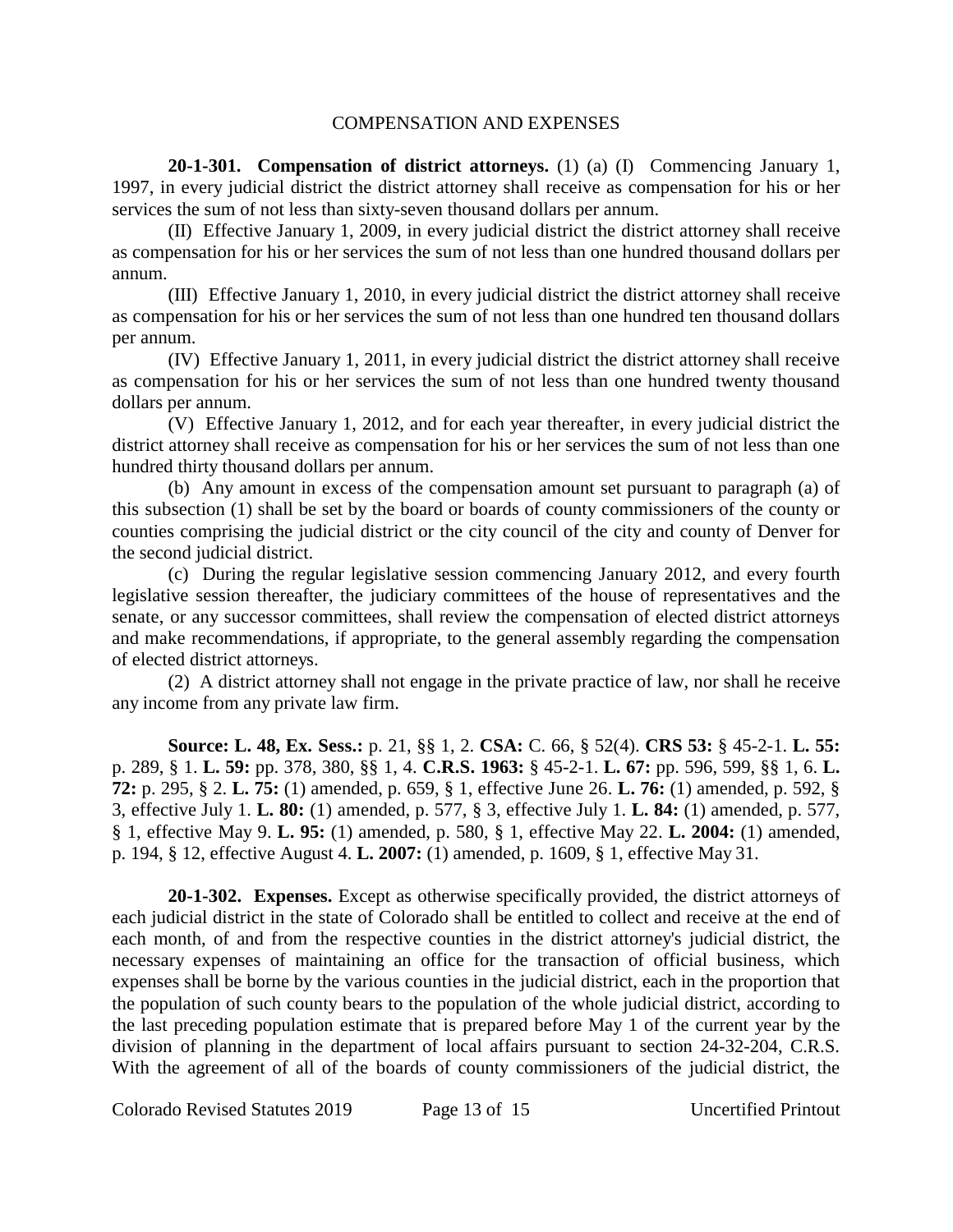COMPENSATION AND EXPENSES

**20-1-301. Compensation of district attorneys.** (1) (a) (I) Commencing January 1, 1997, in every judicial district the district attorney shall receive as compensation for his or her services the sum of not less than sixty-seven thousand dollars per annum.

(II) Effective January 1, 2009, in every judicial district the district attorney shall receive as compensation for his or her services the sum of not less than one hundred thousand dollars per annum.

(III) Effective January 1, 2010, in every judicial district the district attorney shall receive as compensation for his or her services the sum of not less than one hundred ten thousand dollars per annum.

(IV) Effective January 1, 2011, in every judicial district the district attorney shall receive as compensation for his or her services the sum of not less than one hundred twenty thousand dollars per annum.

(V) Effective January 1, 2012, and for each year thereafter, in every judicial district the district attorney shall receive as compensation for his or her services the sum of not less than one hundred thirty thousand dollars per annum.

(b) Any amount in excess of the compensation amount set pursuant to paragraph (a) of this subsection (1) shall be set by the board or boards of county commissioners of the county or counties comprising the judicial district or the city council of the city and county of Denver for the second judicial district.

(c) During the regular legislative session commencing January 2012, and every fourth legislative session thereafter, the judiciary committees of the house of representatives and the senate, or any successor committees, shall review the compensation of elected district attorneys and make recommendations, if appropriate, to the general assembly regarding the compensation of elected district attorneys.

(2) A district attorney shall not engage in the private practice of law, nor shall he receive any income from any private law firm.

**Source: L. 48, Ex. Sess.:** p. 21, §§ 1, 2. **CSA:** C. 66, § 52(4). **CRS 53:** § 45-2-1. **L. 55:** p. 289, § 1. **L. 59:** pp. 378, 380, §§ 1, 4. **C.R.S. 1963:** § 45-2-1. **L. 67:** pp. 596, 599, §§ 1, 6. **L. 72:** p. 295, § 2. **L. 75:** (1) amended, p. 659, § 1, effective June 26. **L. 76:** (1) amended, p. 592, § 3, effective July 1. **L. 80:** (1) amended, p. 577, § 3, effective July 1. **L. 84:** (1) amended, p. 577, § 1, effective May 9. **L. 95:** (1) amended, p. 580, § 1, effective May 22. **L. 2004:** (1) amended, p. 194, § 12, effective August 4. **L. 2007:** (1) amended, p. 1609, § 1, effective May 31.

**20-1-302. Expenses.** Except as otherwise specifically provided, the district attorneys of each judicial district in the state of Colorado shall be entitled to collect and receive at the end of each month, of and from the respective counties in the district attorney's judicial district, the necessary expenses of maintaining an office for the transaction of official business, which expenses shall be borne by the various counties in the judicial district, each in the proportion that the population of such county bears to the population of the whole judicial district, according to the last preceding population estimate that is prepared before May 1 of the current year by the division of planning in the department of local affairs pursuant to section 24-32-204, C.R.S. With the agreement of all of the boards of county commissioners of the judicial district, the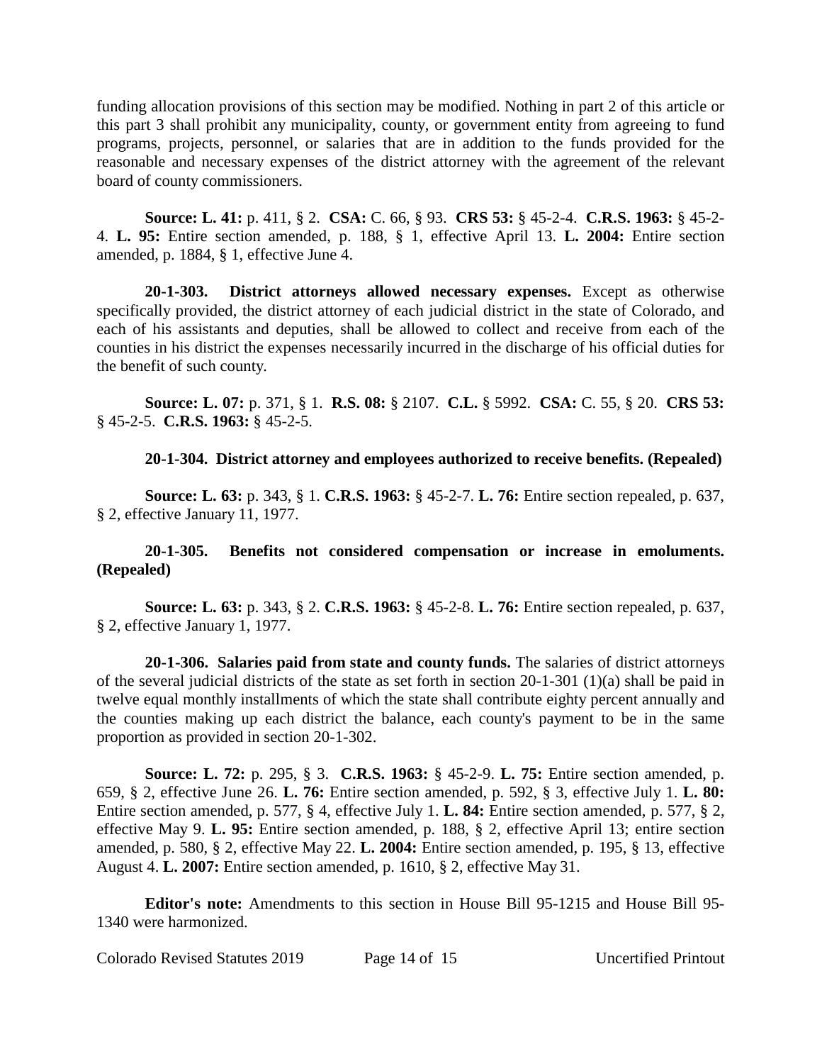funding allocation provisions of this section may be modified. Nothing in part 2 of this article or this part 3 shall prohibit any municipality, county, or government entity from agreeing to fund programs, projects, personnel, or salaries that are in addition to the funds provided for the reasonable and necessary expenses of the district attorney with the agreement of the relevant board of county commissioners.

**Source: L. 41:** p. 411, § 2. **CSA:** C. 66, § 93. **CRS 53:** § 45-2-4. **C.R.S. 1963:** § 45-2-4. **L. 95:** Entire section amended, p. 188, § 1, effective April 13. **L. 2004:** Entire section amended, p. 1884, § 1, effective June 4.

**20-1-303. District attorneys allowed necessary expenses.** Except as otherwise specifically provided, the district attorney of each judicial district in the state of Colorado, and each of his assistants and deputies, shall be allowed to collect and receive from each of the counties in his district the expenses necessarily incurred in the discharge of his official duties for the benefit of such county.

**Source: L. 07:** p. 371, § 1. **R.S. 08:** § 2107. **C.L.** § 5992. **CSA:** C. 55, § 20. **CRS 53:** § 45-2-5. **C.R.S. 1963:** § 45-2-5.

**20-1-304. District attorney and employees authorized to receive benefits. (Repealed)**

**Source: L. 63:** p. 343, § 1. **C.R.S. 1963:** § 45-2-7. **L. 76:** Entire section repealed, p. 637, § 2, effective January 11, 1977.

**20-1-305. Benefits not considered compensation or increase in emoluments. (Repealed)**

**Source: L. 63:** p. 343, § 2. **C.R.S. 1963:** § 45-2-8. **L. 76:** Entire section repealed, p. 637, § 2, effective January 1, 1977.

**20-1-306. Salaries paid from state and county funds.** The salaries of district attorneys of the several judicial districts of the state as set forth in section 20-1-301 (1)(a) shall be paid in twelve equal monthly installments of which the state shall contribute eighty percent annually and the counties making up each district the balance, each county's payment to be in the same proportion as provided in section 20-1-302.

**Source: L. 72:** p. 295, § 3. **C.R.S. 1963:** § 45-2-9. **L. 75:** Entire section amended, p. 659, § 2, effective June 26. **L. 76:** Entire section amended, p. 592, § 3, effective July 1. **L. 80:** Entire section amended, p. 577, § 4, effective July 1. **L. 84:** Entire section amended, p. 577, § 2, effective May 9. **L. 95:** Entire section amended, p. 188, § 2, effective April 13; entire section amended, p. 580, § 2, effective May 22. **L. 2004:** Entire section amended, p. 195, § 13, effective August 4. **L. 2007:** Entire section amended, p. 1610, § 2, effective May 31.

**Editor's note:** Amendments to this section in House Bill 95-1215 and House Bill 95-1340 were harmonized.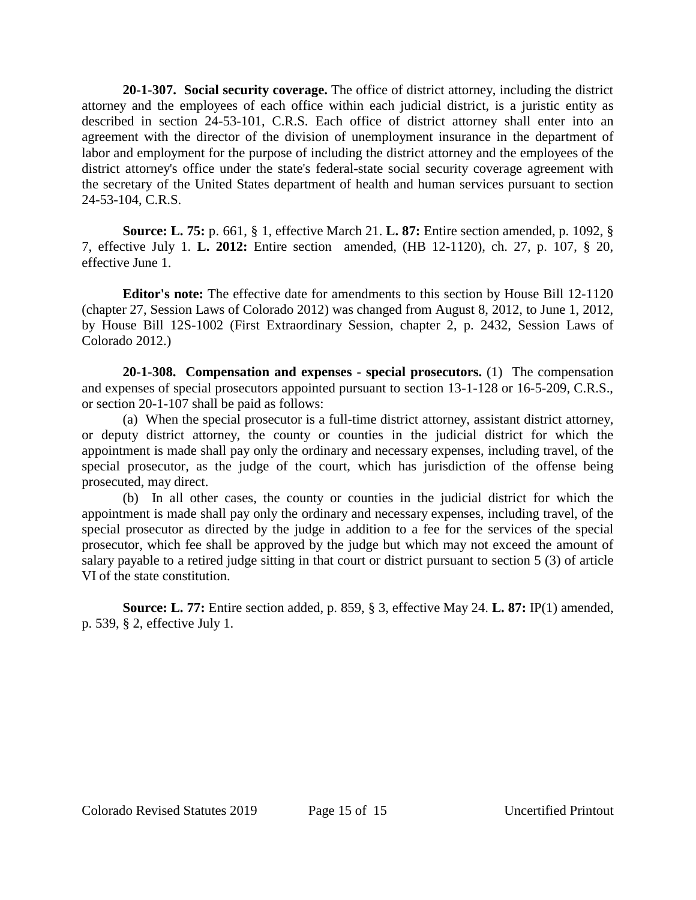**20-1-307. Social security coverage.** The office of district attorney, including the district attorney and the employees of each office within each judicial district, is a juristic entity as described in section 24-53-101, C.R.S. Each office of district attorney shall enter into an agreement with the director of the division of unemployment insurance in the department of labor and employment for the purpose of including the district attorney and the employees of the district attorney's office under the state's federal-state social security coverage agreement with the secretary of the United States department of health and human services pursuant to section 24-53-104, C.R.S.

**Source: L. 75:** p. 661, § 1, effective March 21. **L. 87:** Entire section amended, p. 1092, § 7, effective July 1. **L. 2012:** Entire section amended, (HB 12-1120), ch. 27, p. 107, § 20, effective June 1.

**Editor's note:** The effective date for amendments to this section by House Bill 12-1120 (chapter 27, Session Laws of Colorado 2012) was changed from August 8, 2012, to June 1, 2012, by House Bill 12S-1002 (First Extraordinary Session, chapter 2, p. 2432, Session Laws of Colorado 2012.)

**20-1-308. Compensation and expenses - special prosecutors.** (1) The compensation and expenses of special prosecutors appointed pursuant to section 13-1-128 or 16-5-209, C.R.S., or section 20-1-107 shall be paid as follows:

(a) When the special prosecutor is a full-time district attorney, assistant district attorney, or deputy district attorney, the county or counties in the judicial district for which the appointment is made shall pay only the ordinary and necessary expenses, including travel, of the special prosecutor, as the judge of the court, which has jurisdiction of the offense being prosecuted, may direct.

(b) In all other cases, the county or counties in the judicial district for which the appointment is made shall pay only the ordinary and necessary expenses, including travel, of the special prosecutor as directed by the judge in addition to a fee for the services of the special prosecutor, which fee shall be approved by the judge but which may not exceed the amount of salary payable to a retired judge sitting in that court or district pursuant to section 5 (3) of article VI of the state constitution.

**Source: L. 77:** Entire section added, p. 859, § 3, effective May 24. **L. 87:** IP(1) amended, p. 539, § 2, effective July 1.